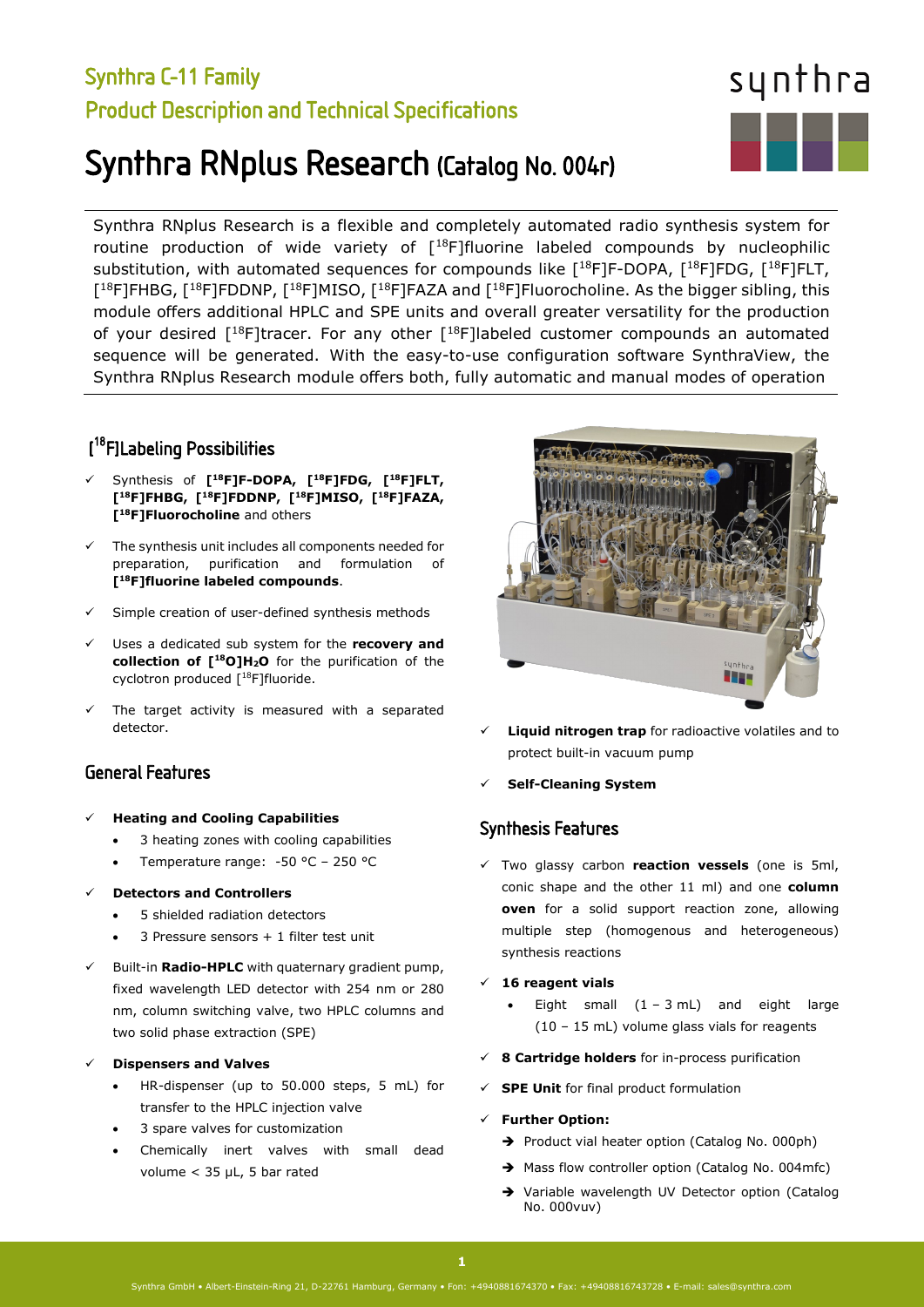## Synthra C-11 Family
## Product Description and Technical Specifications

# Synthra RNplus Research (Catalog No. 004r)

Synthra RNplus Research is a flexible and completely automated radio synthesis system for routine production of wide variety of [$^{18}$F]fluorine labeled compounds by nucleophilic substitution, with automated sequences for compounds like [$^{18}$F]F-DOPA, [$^{18}$F]FDG, [$^{18}$F]FLT, [$^{18}$F]FHBG, [$^{18}$F]FDDNP, [$^{18}$F]MISO, [$^{18}$F]FAZA and [$^{18}$F]Fluorocholine. As the bigger sibling, this module offers additional HPLC and SPE units and overall greater versatility for the production of your desired [$^{18}$F]tracer. For any other [$^{18}$F]labeled customer compounds an automated sequence will be generated. With the easy-to-use configuration software SynthraView, the Synthra RNplus Research module offers both, fully automatic and manual modes of operation

## [$^{18}$F]Labeling Possibilities

- ✓ Synthesis of **[$^{18}$F]F-DOPA, [$^{18}$F]FDG, [$^{18}$F]FLT, [$^{18}$F]FHBG, [$^{18}$F]FDDNP, [$^{18}$F]MISO, [$^{18}$F]FAZA, [$^{18}$F]Fluorocholine** and others
- ✓ The synthesis unit includes all components needed for preparation, purification and formulation of **[$^{18}$F]fluorine labeled compounds**.
- ✓ Simple creation of user-defined synthesis methods
- ✓ Uses a dedicated sub system for the **recovery and collection of [$^{18}$O]$H_2$O** for the purification of the cyclotron produced [$^{18}$F]fluoride.
- ✓ The target activity is measured with a separated detector.

## General Features

- ✓ **Heating and Cooling Capabilities**
  - 3 heating zones with cooling capabilities
  - Temperature range: -50 °C – 250 °C
- ✓ **Detectors and Controllers**
  - 5 shielded radiation detectors
  - 3 Pressure sensors + 1 filter test unit
- ✓ Built-in **Radio-HPLC** with quaternary gradient pump, fixed wavelength LED detector with 254 nm or 280 nm, column switching valve, two HPLC columns and two solid phase extraction (SPE)
- ✓ **Dispensers and Valves**
  - HR-dispenser (up to 50.000 steps, 5 mL) for transfer to the HPLC injection valve
  - 3 spare valves for customization
  - Chemically inert valves with small dead volume < 35 µL, 5 bar rated
- ✓ **Liquid nitrogen trap** for radioactive volatiles and to protect built-in vacuum pump
- ✓ **Self-Cleaning System**

## Synthesis Features

- ✓ Two glassy carbon **reaction vessels** (one is 5ml, conic shape and the other 11 ml) and one **column oven** for a solid support reaction zone, allowing multiple step (homogenous and heterogeneous) synthesis reactions
- ✓ **16 reagent vials**
  - Eight small (1 – 3 mL) and eight large (10 – 15 mL) volume glass vials for reagents
- ✓ **8 Cartridge holders** for in-process purification
- ✓ **SPE Unit** for final product formulation
- ✓ **Further Option:**
  - ➔ Product vial heater option (Catalog No. 000ph)
  - ➔ Mass flow controller option (Catalog No. 004mfc)
  - ➔ Variable wavelength UV Detector option (Catalog No. 000vuv)

Synthra GmbH • Albert-Einstein-Ring 21, D-22761 Hamburg, Germany • Fon: +4940881674370 • Fax: +49408816743728 • E-mail: sales@synthra.com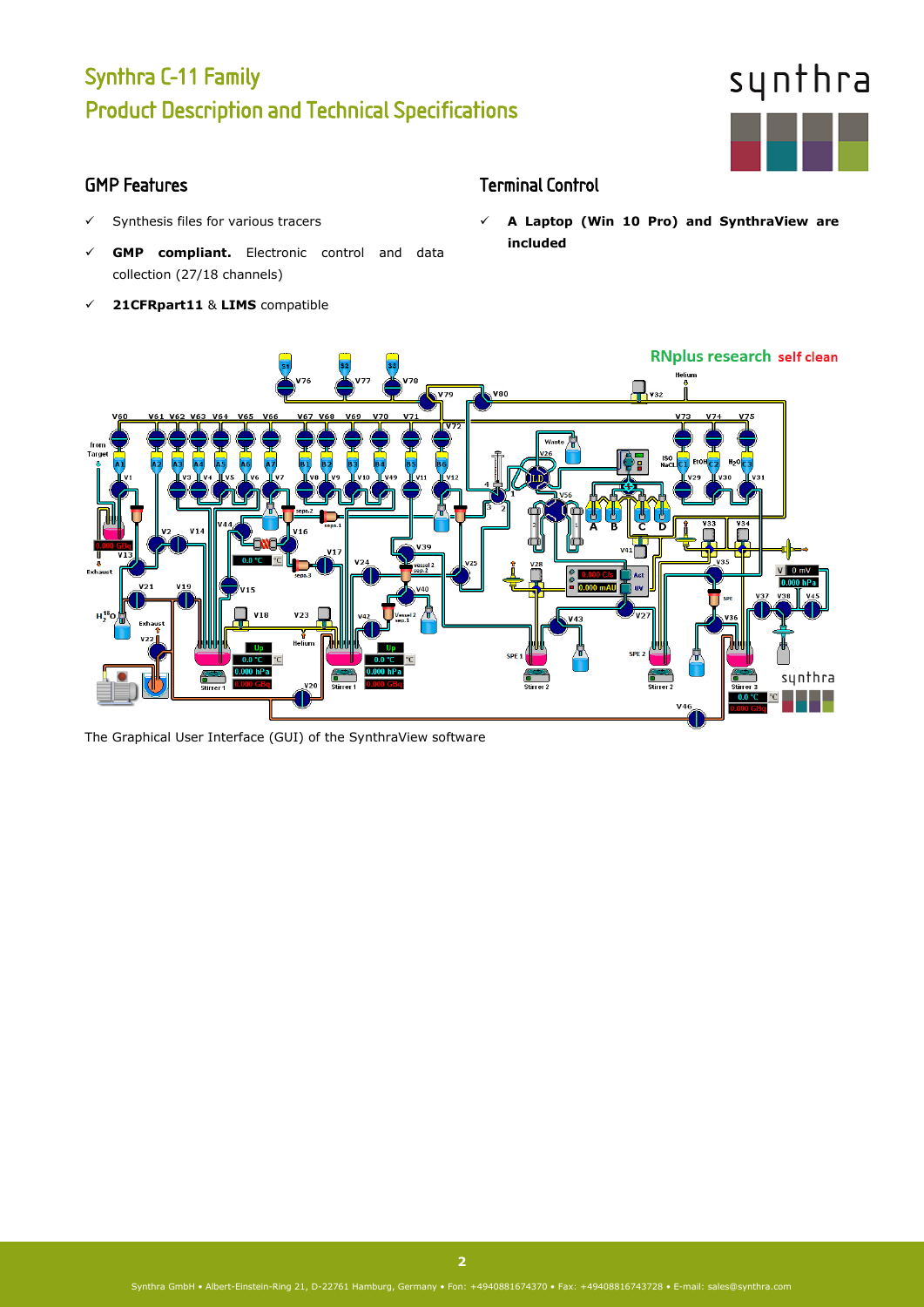## GMP Features

- ✓ Synthesis files for various tracers
- ✓ **GMP compliant.** Electronic control and data collection (27/18 channels)
- ✓ **21CFRpart11** & **LIMS** compatible

## Terminal Control

- ✓ **A Laptop (Win 10 Pro) and SynthraView are included**

The Graphical User Interface (GUI) of the SynthraView software